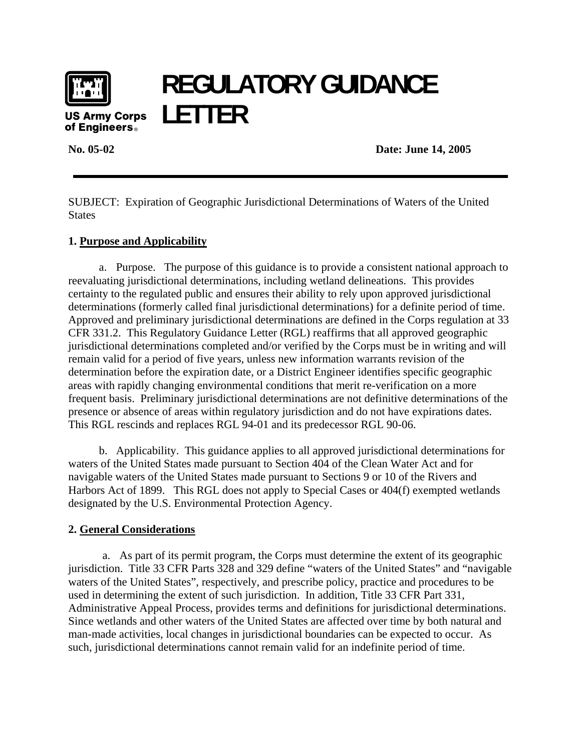US Army Corps of Engineers

# REGULATORY GUIDANCE LETTER

**No. 05-02** **Date: June 14, 2005**

---

SUBJECT: Expiration of Geographic Jurisdictional Determinations of Waters of the United States

**1. Purpose and Applicability**

a. Purpose. The purpose of this guidance is to provide a consistent national approach to reevaluating jurisdictional determinations, including wetland delineations. This provides certainty to the regulated public and ensures their ability to rely upon approved jurisdictional determinations (formerly called final jurisdictional determinations) for a definite period of time. Approved and preliminary jurisdictional determinations are defined in the Corps regulation at 33 CFR 331.2. This Regulatory Guidance Letter (RGL) reaffirms that all approved geographic jurisdictional determinations completed and/or verified by the Corps must be in writing and will remain valid for a period of five years, unless new information warrants revision of the determination before the expiration date, or a District Engineer identifies specific geographic areas with rapidly changing environmental conditions that merit re-verification on a more frequent basis. Preliminary jurisdictional determinations are not definitive determinations of the presence or absence of areas within regulatory jurisdiction and do not have expirations dates. This RGL rescinds and replaces RGL 94-01 and its predecessor RGL 90-06.

b. Applicability. This guidance applies to all approved jurisdictional determinations for waters of the United States made pursuant to Section 404 of the Clean Water Act and for navigable waters of the United States made pursuant to Sections 9 or 10 of the Rivers and Harbors Act of 1899. This RGL does not apply to Special Cases or 404(f) exempted wetlands designated by the U.S. Environmental Protection Agency.

**2. General Considerations**

a. As part of its permit program, the Corps must determine the extent of its geographic jurisdiction. Title 33 CFR Parts 328 and 329 define "waters of the United States" and "navigable waters of the United States", respectively, and prescribe policy, practice and procedures to be used in determining the extent of such jurisdiction. In addition, Title 33 CFR Part 331, Administrative Appeal Process, provides terms and definitions for jurisdictional determinations. Since wetlands and other waters of the United States are affected over time by both natural and man-made activities, local changes in jurisdictional boundaries can be expected to occur. As such, jurisdictional determinations cannot remain valid for an indefinite period of time.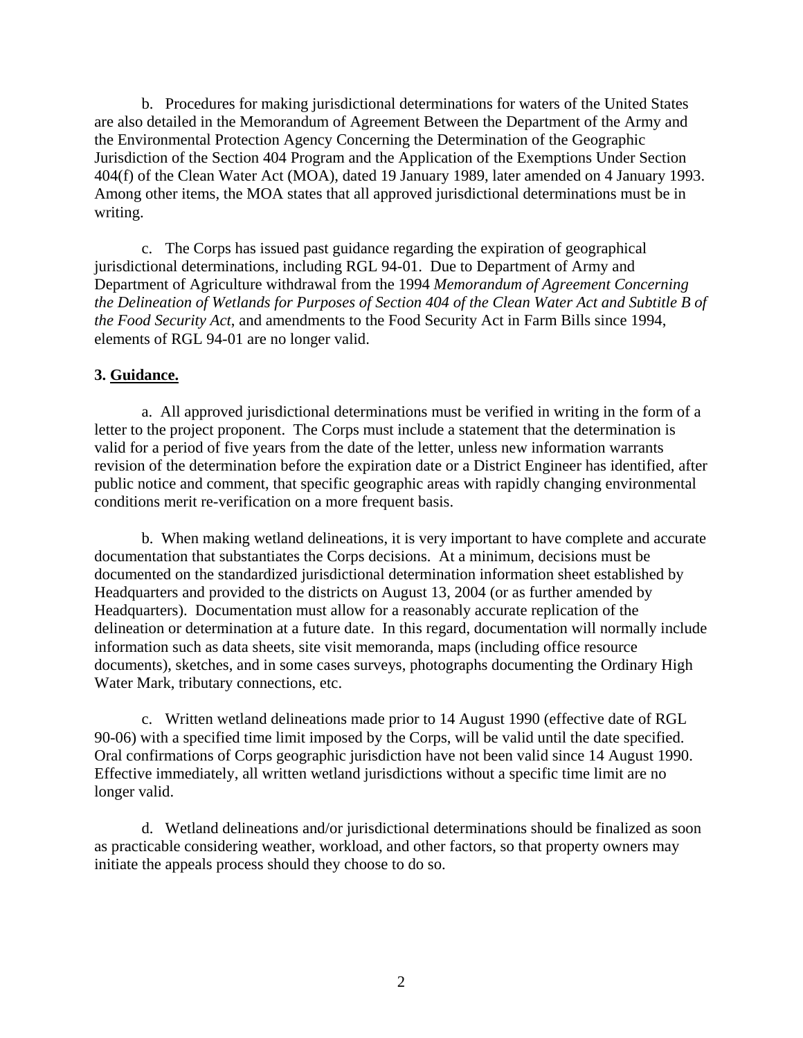b. Procedures for making jurisdictional determinations for waters of the United States are also detailed in the Memorandum of Agreement Between the Department of the Army and the Environmental Protection Agency Concerning the Determination of the Geographic Jurisdiction of the Section 404 Program and the Application of the Exemptions Under Section 404(f) of the Clean Water Act (MOA), dated 19 January 1989, later amended on 4 January 1993. Among other items, the MOA states that all approved jurisdictional determinations must be in writing.

c. The Corps has issued past guidance regarding the expiration of geographical jurisdictional determinations, including RGL 94-01. Due to Department of Army and Department of Agriculture withdrawal from the 1994 *Memorandum of Agreement Concerning the Delineation of Wetlands for Purposes of Section 404 of the Clean Water Act and Subtitle B of the Food Security Act*, and amendments to the Food Security Act in Farm Bills since 1994, elements of RGL 94-01 are no longer valid.

**3. Guidance.**

a. All approved jurisdictional determinations must be verified in writing in the form of a letter to the project proponent. The Corps must include a statement that the determination is valid for a period of five years from the date of the letter, unless new information warrants revision of the determination before the expiration date or a District Engineer has identified, after public notice and comment, that specific geographic areas with rapidly changing environmental conditions merit re-verification on a more frequent basis.

b. When making wetland delineations, it is very important to have complete and accurate documentation that substantiates the Corps decisions. At a minimum, decisions must be documented on the standardized jurisdictional determination information sheet established by Headquarters and provided to the districts on August 13, 2004 (or as further amended by Headquarters). Documentation must allow for a reasonably accurate replication of the delineation or determination at a future date. In this regard, documentation will normally include information such as data sheets, site visit memoranda, maps (including office resource documents), sketches, and in some cases surveys, photographs documenting the Ordinary High Water Mark, tributary connections, etc.

c. Written wetland delineations made prior to 14 August 1990 (effective date of RGL 90-06) with a specified time limit imposed by the Corps, will be valid until the date specified. Oral confirmations of Corps geographic jurisdiction have not been valid since 14 August 1990. Effective immediately, all written wetland jurisdictions without a specific time limit are no longer valid.

d. Wetland delineations and/or jurisdictional determinations should be finalized as soon as practicable considering weather, workload, and other factors, so that property owners may initiate the appeals process should they choose to do so.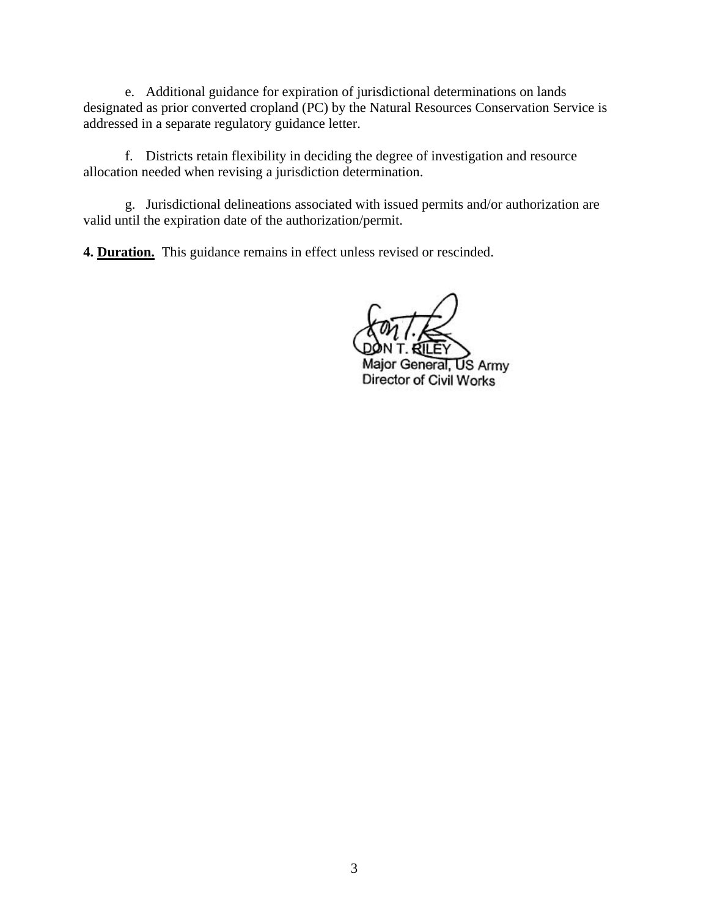e. Additional guidance for expiration of jurisdictional determinations on lands designated as prior converted cropland (PC) by the Natural Resources Conservation Service is addressed in a separate regulatory guidance letter.

f. Districts retain flexibility in deciding the degree of investigation and resource allocation needed when revising a jurisdiction determination.

g. Jurisdictional delineations associated with issued permits and/or authorization are valid until the expiration date of the authorization/permit.

**4. <u>Duration.</u>** This guidance remains in effect unless revised or rescinded.

DON T. RILEY
Major General, US Army
Director of Civil Works